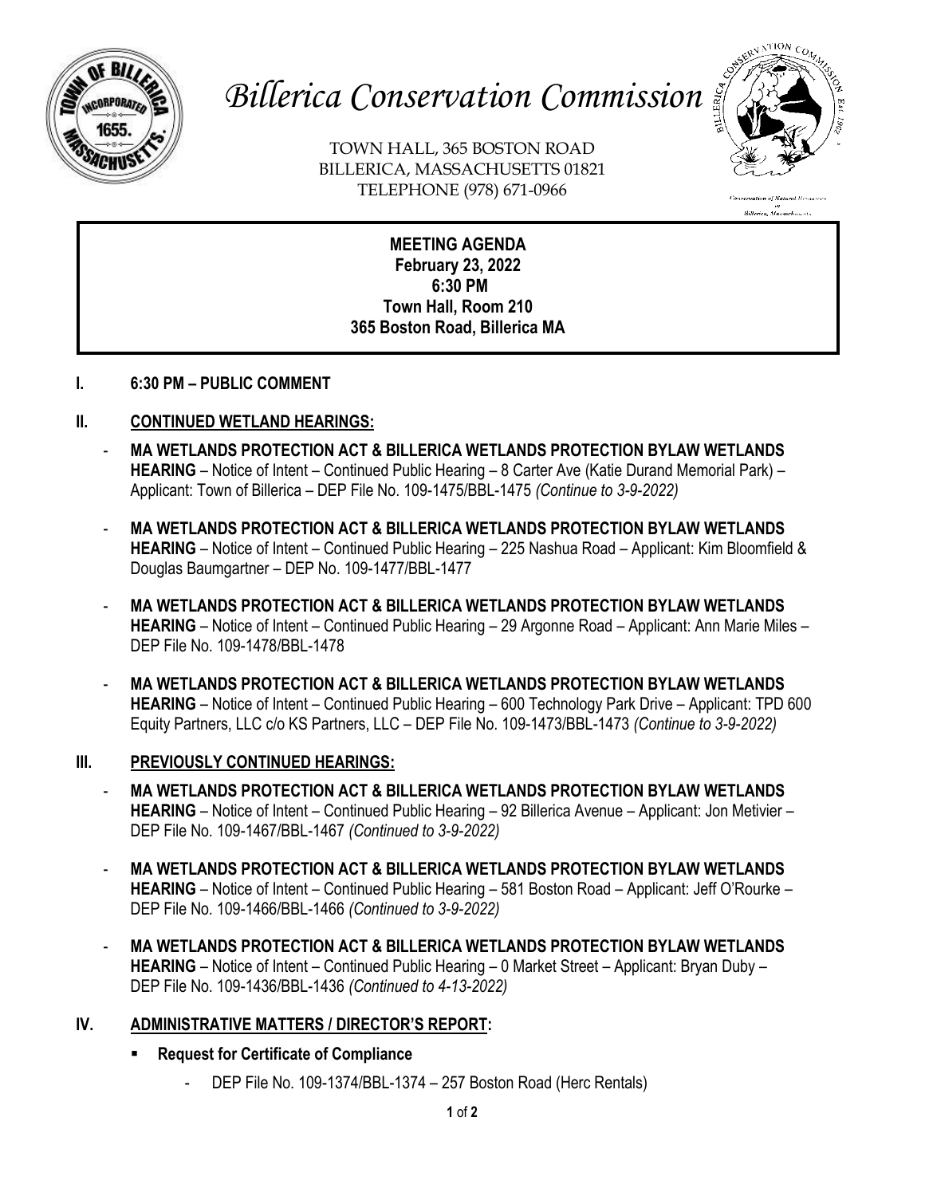# Billerica Conservation Commission

TOWN HALL, 365 BOSTON ROAD
BILLERICA, MASSACHUSETTS 01821
TELEPHONE (978) 671-0966

**MEETING AGENDA**
**February 23, 2022**
**6:30 PM**
**Town Hall, Room 210**
**365 Boston Road, Billerica MA**

## I. 6:30 PM – PUBLIC COMMENT

## II. CONTINUED WETLAND HEARINGS:

- **MA WETLANDS PROTECTION ACT & BILLERICA WETLANDS PROTECTION BYLAW WETLANDS HEARING** – Notice of Intent – Continued Public Hearing – 8 Carter Ave (Katie Durand Memorial Park) – Applicant: Town of Billerica – DEP File No. 109-1475/BBL-1475 *(Continue to 3-9-2022)*
- **MA WETLANDS PROTECTION ACT & BILLERICA WETLANDS PROTECTION BYLAW WETLANDS HEARING** – Notice of Intent – Continued Public Hearing – 225 Nashua Road – Applicant: Kim Bloomfield & Douglas Baumgartner – DEP No. 109-1477/BBL-1477
- **MA WETLANDS PROTECTION ACT & BILLERICA WETLANDS PROTECTION BYLAW WETLANDS HEARING** – Notice of Intent – Continued Public Hearing – 29 Argonne Road – Applicant: Ann Marie Miles – DEP File No. 109-1478/BBL-1478
- **MA WETLANDS PROTECTION ACT & BILLERICA WETLANDS PROTECTION BYLAW WETLANDS HEARING** – Notice of Intent – Continued Public Hearing – 600 Technology Park Drive – Applicant: TPD 600 Equity Partners, LLC c/o KS Partners, LLC – DEP File No. 109-1473/BBL-1473 *(Continue to 3-9-2022)*

## III. PREVIOUSLY CONTINUED HEARINGS:

- **MA WETLANDS PROTECTION ACT & BILLERICA WETLANDS PROTECTION BYLAW WETLANDS HEARING** – Notice of Intent – Continued Public Hearing – 92 Billerica Avenue – Applicant: Jon Metivier – DEP File No. 109-1467/BBL-1467 *(Continued to 3-9-2022)*
- **MA WETLANDS PROTECTION ACT & BILLERICA WETLANDS PROTECTION BYLAW WETLANDS HEARING** – Notice of Intent – Continued Public Hearing – 581 Boston Road – Applicant: Jeff O'Rourke – DEP File No. 109-1466/BBL-1466 *(Continued to 3-9-2022)*
- **MA WETLANDS PROTECTION ACT & BILLERICA WETLANDS PROTECTION BYLAW WETLANDS HEARING** – Notice of Intent – Continued Public Hearing – 0 Market Street – Applicant: Bryan Duby – DEP File No. 109-1436/BBL-1436 *(Continued to 4-13-2022)*

## IV. ADMINISTRATIVE MATTERS / DIRECTOR'S REPORT:

- **Request for Certificate of Compliance**
  - DEP File No. 109-1374/BBL-1374 – 257 Boston Road (Herc Rentals)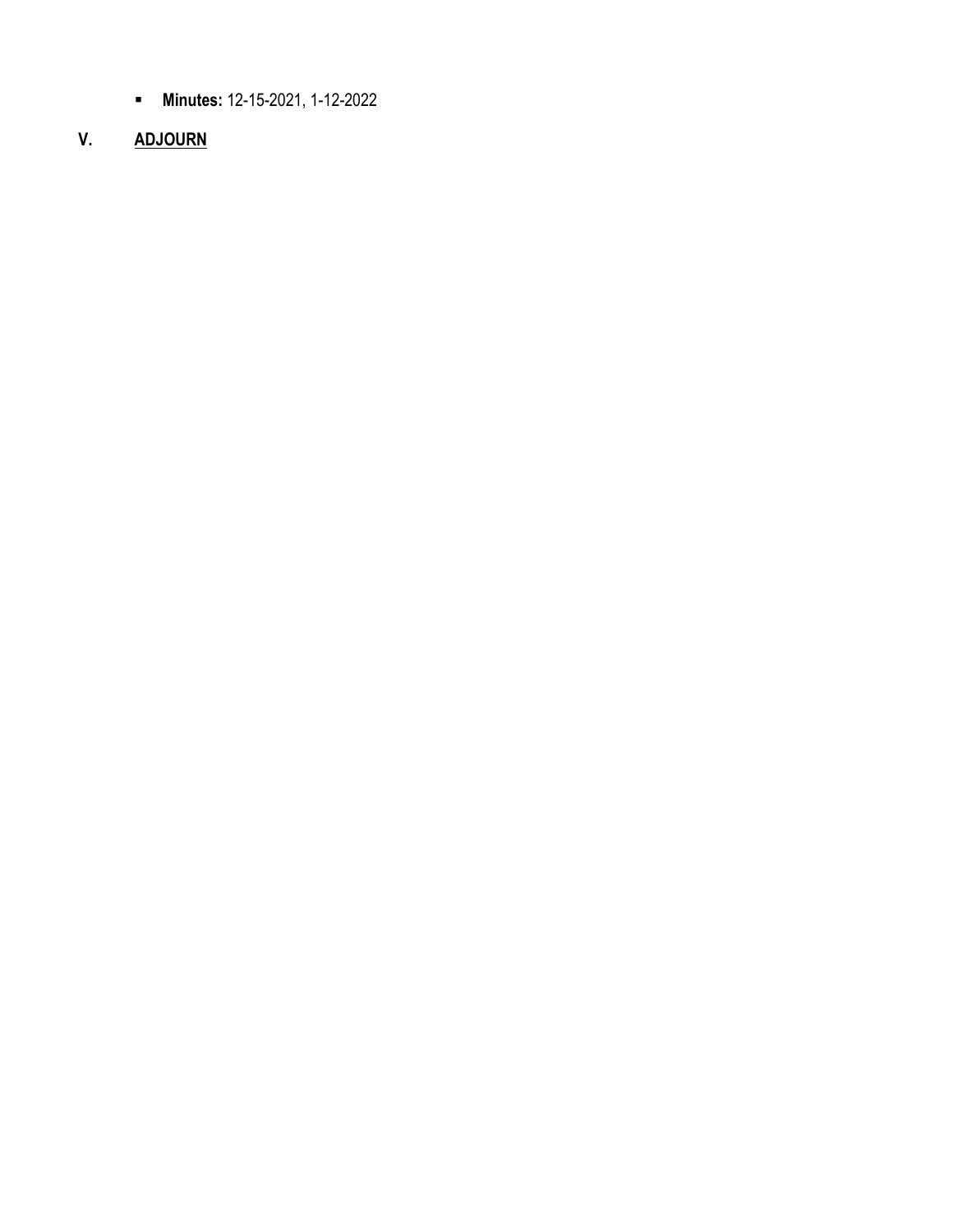- **Minutes:** 12-15-2021, 1-12-2022

## V. ADJOURN